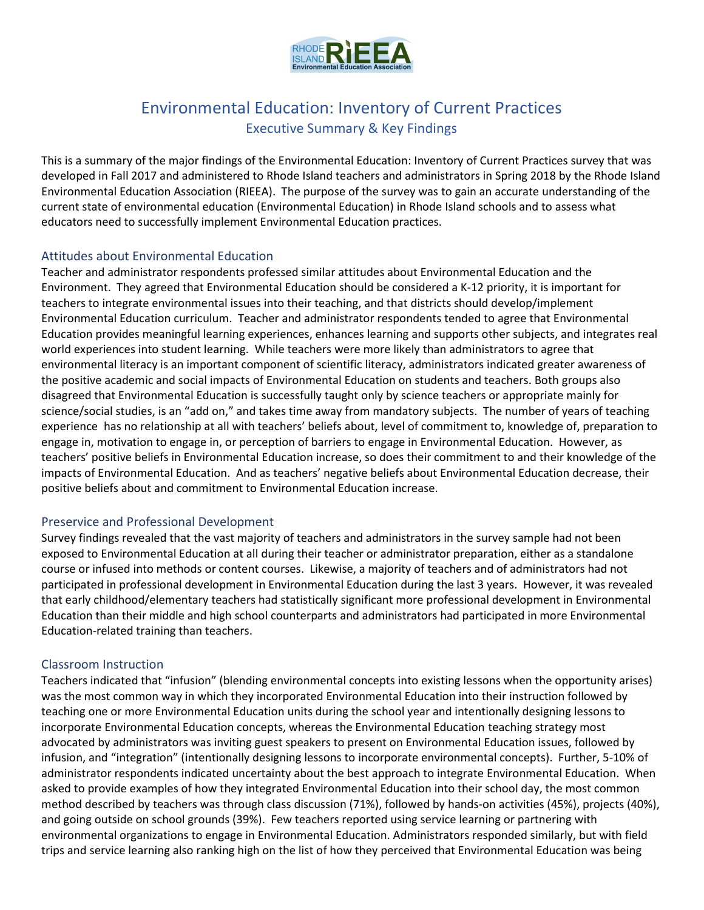# Environmental Education: Inventory of Current Practices

## Executive Summary & Key Findings

This is a summary of the major findings of the Environmental Education: Inventory of Current Practices survey that was developed in Fall 2017 and administered to Rhode Island teachers and administrators in Spring 2018 by the Rhode Island Environmental Education Association (RIEEA). The purpose of the survey was to gain an accurate understanding of the current state of environmental education (Environmental Education) in Rhode Island schools and to assess what educators need to successfully implement Environmental Education practices.

### Attitudes about Environmental Education

Teacher and administrator respondents professed similar attitudes about Environmental Education and the Environment. They agreed that Environmental Education should be considered a K-12 priority, it is important for teachers to integrate environmental issues into their teaching, and that districts should develop/implement Environmental Education curriculum. Teacher and administrator respondents tended to agree that Environmental Education provides meaningful learning experiences, enhances learning and supports other subjects, and integrates real world experiences into student learning. While teachers were more likely than administrators to agree that environmental literacy is an important component of scientific literacy, administrators indicated greater awareness of the positive academic and social impacts of Environmental Education on students and teachers. Both groups also disagreed that Environmental Education is successfully taught only by science teachers or appropriate mainly for science/social studies, is an "add on," and takes time away from mandatory subjects. The number of years of teaching experience has no relationship at all with teachers' beliefs about, level of commitment to, knowledge of, preparation to engage in, motivation to engage in, or perception of barriers to engage in Environmental Education. However, as teachers' positive beliefs in Environmental Education increase, so does their commitment to and their knowledge of the impacts of Environmental Education. And as teachers' negative beliefs about Environmental Education decrease, their positive beliefs about and commitment to Environmental Education increase.

### Preservice and Professional Development

Survey findings revealed that the vast majority of teachers and administrators in the survey sample had not been exposed to Environmental Education at all during their teacher or administrator preparation, either as a standalone course or infused into methods or content courses. Likewise, a majority of teachers and of administrators had not participated in professional development in Environmental Education during the last 3 years. However, it was revealed that early childhood/elementary teachers had statistically significant more professional development in Environmental Education than their middle and high school counterparts and administrators had participated in more Environmental Education-related training than teachers.

### Classroom Instruction

Teachers indicated that "infusion" (blending environmental concepts into existing lessons when the opportunity arises) was the most common way in which they incorporated Environmental Education into their instruction followed by teaching one or more Environmental Education units during the school year and intentionally designing lessons to incorporate Environmental Education concepts, whereas the Environmental Education teaching strategy most advocated by administrators was inviting guest speakers to present on Environmental Education issues, followed by infusion, and "integration" (intentionally designing lessons to incorporate environmental concepts). Further, 5-10% of administrator respondents indicated uncertainty about the best approach to integrate Environmental Education. When asked to provide examples of how they integrated Environmental Education into their school day, the most common method described by teachers was through class discussion (71%), followed by hands-on activities (45%), projects (40%), and going outside on school grounds (39%). Few teachers reported using service learning or partnering with environmental organizations to engage in Environmental Education. Administrators responded similarly, but with field trips and service learning also ranking high on the list of how they perceived that Environmental Education was being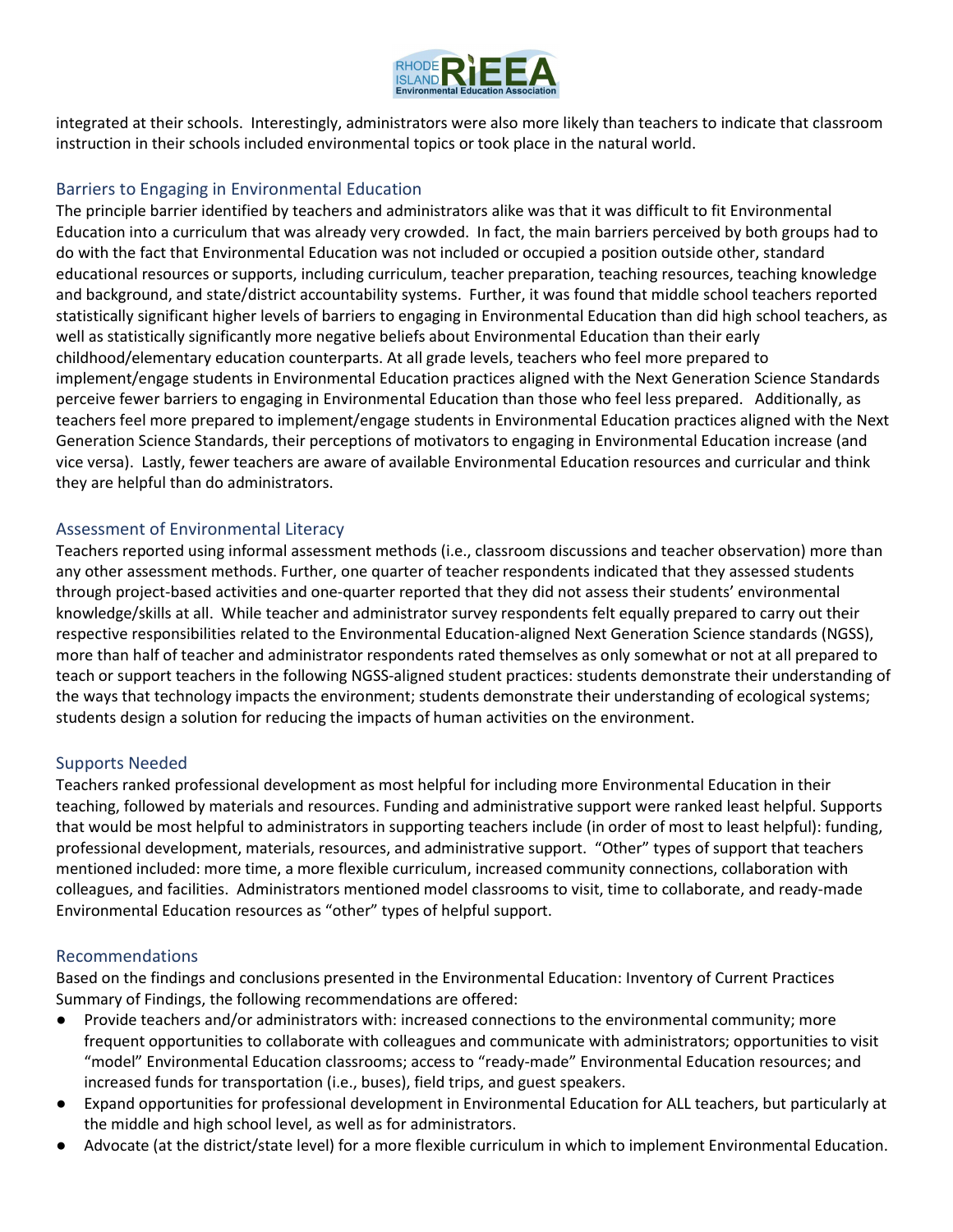integrated at their schools. Interestingly, administrators were also more likely than teachers to indicate that classroom instruction in their schools included environmental topics or took place in the natural world.

## Barriers to Engaging in Environmental Education

The principle barrier identified by teachers and administrators alike was that it was difficult to fit Environmental Education into a curriculum that was already very crowded. In fact, the main barriers perceived by both groups had to do with the fact that Environmental Education was not included or occupied a position outside other, standard educational resources or supports, including curriculum, teacher preparation, teaching resources, teaching knowledge and background, and state/district accountability systems. Further, it was found that middle school teachers reported statistically significant higher levels of barriers to engaging in Environmental Education than did high school teachers, as well as statistically significantly more negative beliefs about Environmental Education than their early childhood/elementary education counterparts. At all grade levels, teachers who feel more prepared to implement/engage students in Environmental Education practices aligned with the Next Generation Science Standards perceive fewer barriers to engaging in Environmental Education than those who feel less prepared. Additionally, as teachers feel more prepared to implement/engage students in Environmental Education practices aligned with the Next Generation Science Standards, their perceptions of motivators to engaging in Environmental Education increase (and vice versa). Lastly, fewer teachers are aware of available Environmental Education resources and curricular and think they are helpful than do administrators.

## Assessment of Environmental Literacy

Teachers reported using informal assessment methods (i.e., classroom discussions and teacher observation) more than any other assessment methods. Further, one quarter of teacher respondents indicated that they assessed students through project-based activities and one-quarter reported that they did not assess their students' environmental knowledge/skills at all. While teacher and administrator survey respondents felt equally prepared to carry out their respective responsibilities related to the Environmental Education-aligned Next Generation Science standards (NGSS), more than half of teacher and administrator respondents rated themselves as only somewhat or not at all prepared to teach or support teachers in the following NGSS-aligned student practices: students demonstrate their understanding of the ways that technology impacts the environment; students demonstrate their understanding of ecological systems; students design a solution for reducing the impacts of human activities on the environment.

## Supports Needed

Teachers ranked professional development as most helpful for including more Environmental Education in their teaching, followed by materials and resources. Funding and administrative support were ranked least helpful. Supports that would be most helpful to administrators in supporting teachers include (in order of most to least helpful): funding, professional development, materials, resources, and administrative support. "Other" types of support that teachers mentioned included: more time, a more flexible curriculum, increased community connections, collaboration with colleagues, and facilities. Administrators mentioned model classrooms to visit, time to collaborate, and ready-made Environmental Education resources as "other" types of helpful support.

## Recommendations

Based on the findings and conclusions presented in the Environmental Education: Inventory of Current Practices Summary of Findings, the following recommendations are offered:

- Provide teachers and/or administrators with: increased connections to the environmental community; more frequent opportunities to collaborate with colleagues and communicate with administrators; opportunities to visit "model" Environmental Education classrooms; access to "ready-made" Environmental Education resources; and increased funds for transportation (i.e., buses), field trips, and guest speakers.
- Expand opportunities for professional development in Environmental Education for ALL teachers, but particularly at the middle and high school level, as well as for administrators.
- Advocate (at the district/state level) for a more flexible curriculum in which to implement Environmental Education.